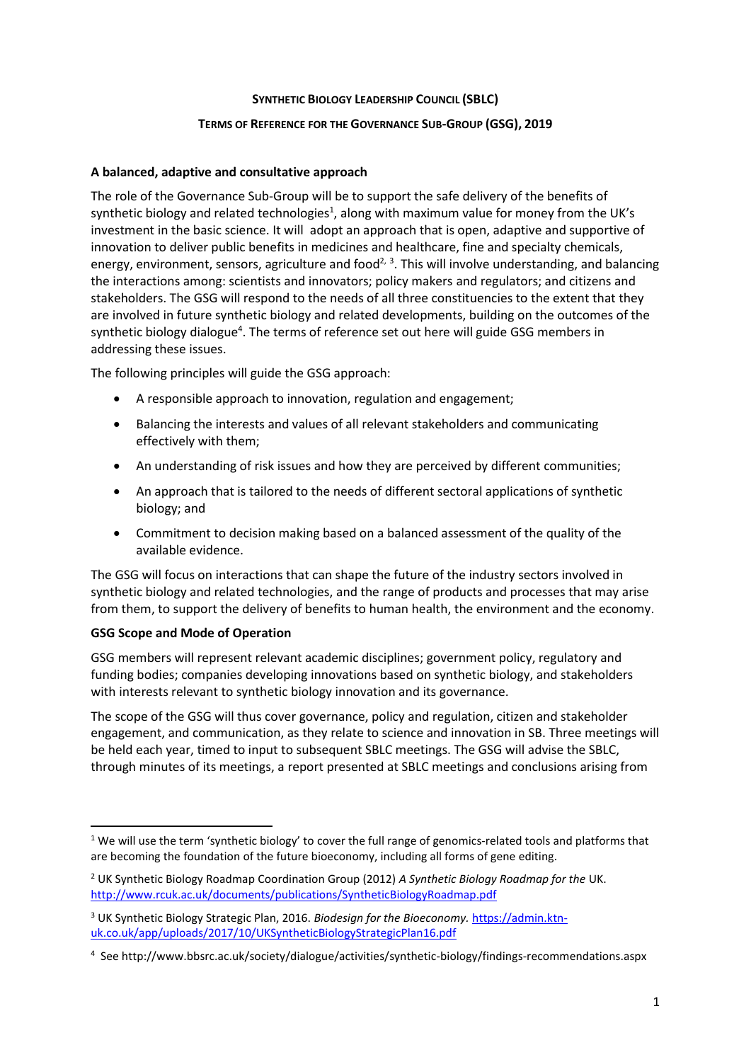**SYNTHETIC BIOLOGY LEADERSHIP COUNCIL (SBLC)**

**TERMS OF REFERENCE FOR THE GOVERNANCE SUB-GROUP (GSG), 2019**

**A balanced, adaptive and consultative approach**

The role of the Governance Sub-Group will be to support the safe delivery of the benefits of synthetic biology and related technologies[1], along with maximum value for money from the UK's investment in the basic science. It will adopt an approach that is open, adaptive and supportive of innovation to deliver public benefits in medicines and healthcare, fine and specialty chemicals, energy, environment, sensors, agriculture and food[2, 3]. This will involve understanding, and balancing the interactions among: scientists and innovators; policy makers and regulators; and citizens and stakeholders. The GSG will respond to the needs of all three constituencies to the extent that they are involved in future synthetic biology and related developments, building on the outcomes of the synthetic biology dialogue[4]. The terms of reference set out here will guide GSG members in addressing these issues.

The following principles will guide the GSG approach:

- A responsible approach to innovation, regulation and engagement;
- Balancing the interests and values of all relevant stakeholders and communicating effectively with them;
- An understanding of risk issues and how they are perceived by different communities;
- An approach that is tailored to the needs of different sectoral applications of synthetic biology; and
- Commitment to decision making based on a balanced assessment of the quality of the available evidence.

The GSG will focus on interactions that can shape the future of the industry sectors involved in synthetic biology and related technologies, and the range of products and processes that may arise from them, to support the delivery of benefits to human health, the environment and the economy.

**GSG Scope and Mode of Operation**

GSG members will represent relevant academic disciplines; government policy, regulatory and funding bodies; companies developing innovations based on synthetic biology, and stakeholders with interests relevant to synthetic biology innovation and its governance.

The scope of the GSG will thus cover governance, policy and regulation, citizen and stakeholder engagement, and communication, as they relate to science and innovation in SB. Three meetings will be held each year, timed to input to subsequent SBLC meetings. The GSG will advise the SBLC, through minutes of its meetings, a report presented at SBLC meetings and conclusions arising from

---

[1] We will use the term 'synthetic biology' to cover the full range of genomics-related tools and platforms that are becoming the foundation of the future bioeconomy, including all forms of gene editing.

[2] UK Synthetic Biology Roadmap Coordination Group (2012) *A Synthetic Biology Roadmap for the* UK. http://www.rcuk.ac.uk/documents/publications/SyntheticBiologyRoadmap.pdf

[3] UK Synthetic Biology Strategic Plan, 2016. *Biodesign for the Bioeconomy.* https://admin.ktn-uk.co.uk/app/uploads/2017/10/UKSyntheticBiologyStrategicPlan16.pdf

[4] See http://www.bbsrc.ac.uk/society/dialogue/activities/synthetic-biology/findings-recommendations.aspx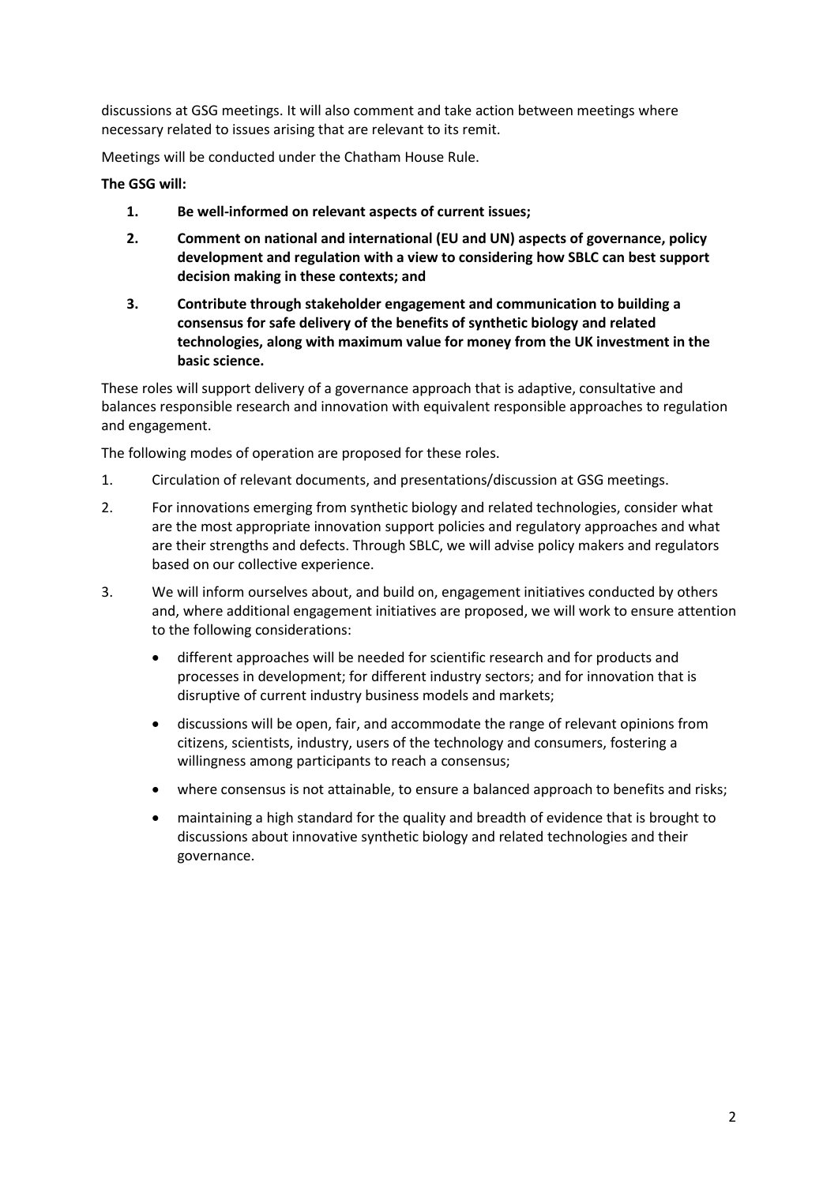discussions at GSG meetings. It will also comment and take action between meetings where necessary related to issues arising that are relevant to its remit.

Meetings will be conducted under the Chatham House Rule.

**The GSG will:**

1. **Be well-informed on relevant aspects of current issues;**
2. **Comment on national and international (EU and UN) aspects of governance, policy development and regulation with a view to considering how SBLC can best support decision making in these contexts; and**
3. **Contribute through stakeholder engagement and communication to building a consensus for safe delivery of the benefits of synthetic biology and related technologies, along with maximum value for money from the UK investment in the basic science.**

These roles will support delivery of a governance approach that is adaptive, consultative and balances responsible research and innovation with equivalent responsible approaches to regulation and engagement.

The following modes of operation are proposed for these roles.

1. Circulation of relevant documents, and presentations/discussion at GSG meetings.
2. For innovations emerging from synthetic biology and related technologies, consider what are the most appropriate innovation support policies and regulatory approaches and what are their strengths and defects. Through SBLC, we will advise policy makers and regulators based on our collective experience.
3. We will inform ourselves about, and build on, engagement initiatives conducted by others and, where additional engagement initiatives are proposed, we will work to ensure attention to the following considerations:
   - different approaches will be needed for scientific research and for products and processes in development; for different industry sectors; and for innovation that is disruptive of current industry business models and markets;
   - discussions will be open, fair, and accommodate the range of relevant opinions from citizens, scientists, industry, users of the technology and consumers, fostering a willingness among participants to reach a consensus;
   - where consensus is not attainable, to ensure a balanced approach to benefits and risks;
   - maintaining a high standard for the quality and breadth of evidence that is brought to discussions about innovative synthetic biology and related technologies and their governance.